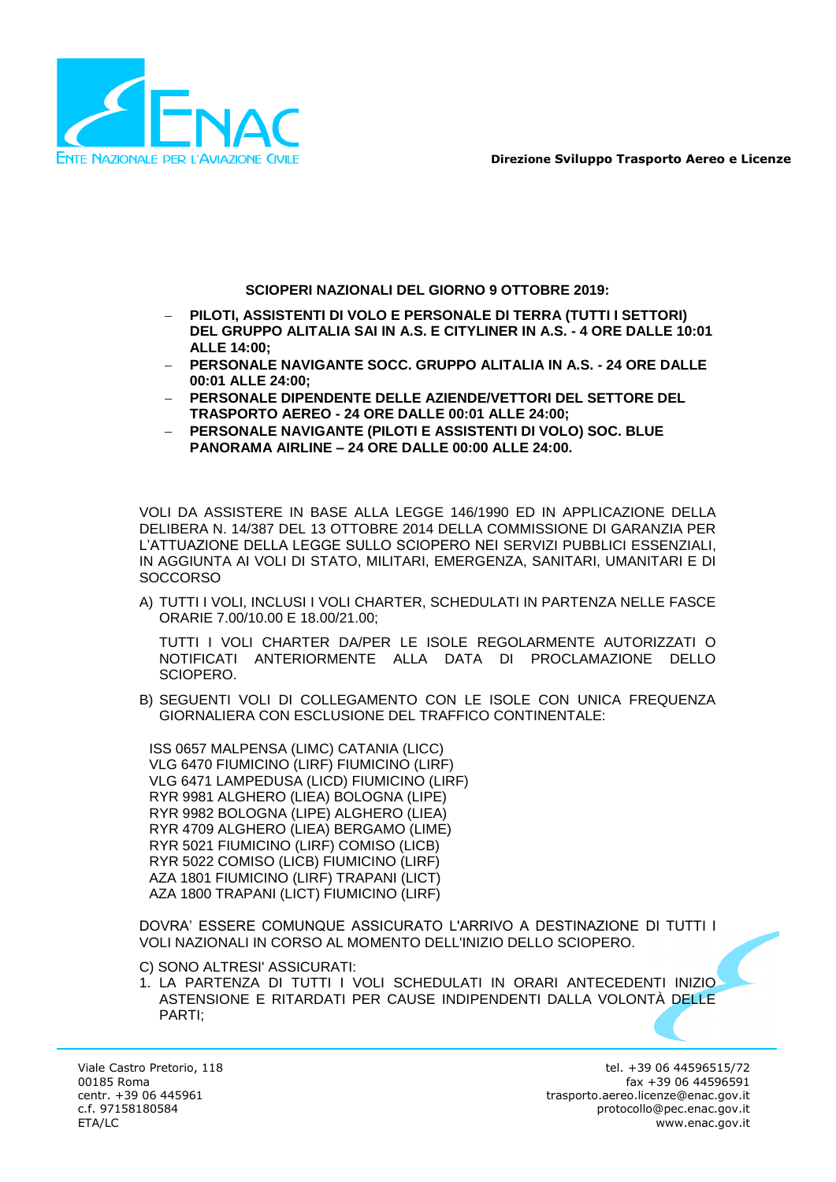Direzione Sviluppo Trasporto Aereo e Licenze

**SCIOPERI NAZIONALI DEL GIORNO 9 OTTOBRE 2019:**

- **PILOTI, ASSISTENTI DI VOLO E PERSONALE DI TERRA (TUTTI I SETTORI) DEL GRUPPO ALITALIA SAI IN A.S. E CITYLINER IN A.S. - 4 ORE DALLE 10:01 ALLE 14:00;**
- **PERSONALE NAVIGANTE SOCC. GRUPPO ALITALIA IN A.S. - 24 ORE DALLE 00:01 ALLE 24:00;**
- **PERSONALE DIPENDENTE DELLE AZIENDE/VETTORI DEL SETTORE DEL TRASPORTO AEREO - 24 ORE DALLE 00:01 ALLE 24:00;**
- **PERSONALE NAVIGANTE (PILOTI E ASSISTENTI DI VOLO) SOC. BLUE PANORAMA AIRLINE – 24 ORE DALLE 00:00 ALLE 24:00.**

VOLI DA ASSISTERE IN BASE ALLA LEGGE 146/1990 ED IN APPLICAZIONE DELLA DELIBERA N. 14/387 DEL 13 OTTOBRE 2014 DELLA COMMISSIONE DI GARANZIA PER L'ATTUAZIONE DELLA LEGGE SULLO SCIOPERO NEI SERVIZI PUBBLICI ESSENZIALI, IN AGGIUNTA AI VOLI DI STATO, MILITARI, EMERGENZA, SANITARI, UMANITARI E DI SOCCORSO

A) TUTTI I VOLI, INCLUSI I VOLI CHARTER, SCHEDULATI IN PARTENZA NELLE FASCE ORARIE 7.00/10.00 E 18.00/21.00;

TUTTI I VOLI CHARTER DA/PER LE ISOLE REGOLARMENTE AUTORIZZATI O NOTIFICATI ANTERIORMENTE ALLA DATA DI PROCLAMAZIONE DELLO SCIOPERO.

B) SEGUENTI VOLI DI COLLEGAMENTO CON LE ISOLE CON UNICA FREQUENZA GIORNALIERA CON ESCLUSIONE DEL TRAFFICO CONTINENTALE:

ISS 0657 MALPENSA (LIMC) CATANIA (LICC)
VLG 6470 FIUMICINO (LIRF) FIUMICINO (LIRF)
VLG 6471 LAMPEDUSA (LICD) FIUMICINO (LIRF)
RYR 9981 ALGHERO (LIEA) BOLOGNA (LIPE)
RYR 9982 BOLOGNA (LIPE) ALGHERO (LIEA)
RYR 4709 ALGHERO (LIEA) BERGAMO (LIME)
RYR 5021 FIUMICINO (LIRF) COMISO (LICB)
RYR 5022 COMISO (LICB) FIUMICINO (LIRF)
AZA 1801 FIUMICINO (LIRF) TRAPANI (LICT)
AZA 1800 TRAPANI (LICT) FIUMICINO (LIRF)

DOVRA' ESSERE COMUNQUE ASSICURATO L'ARRIVO A DESTINAZIONE DI TUTTI I VOLI NAZIONALI IN CORSO AL MOMENTO DELL'INIZIO DELLO SCIOPERO.

C) SONO ALTRESI' ASSICURATI:

1. LA PARTENZA DI TUTTI I VOLI SCHEDULATI IN ORARI ANTECEDENTI INIZIO ASTENSIONE E RITARDATI PER CAUSE INDIPENDENTI DALLA VOLONTÀ DELLE PARTI;

Viale Castro Pretorio, 118
00185 Roma
centr. +39 06 445961
c.f. 97158180584
ETA/LC

tel. +39 06 44596515/72
fax +39 06 44596591
trasporto.aereo.licenze@enac.gov.it
protocollo@pec.enac.gov.it
www.enac.gov.it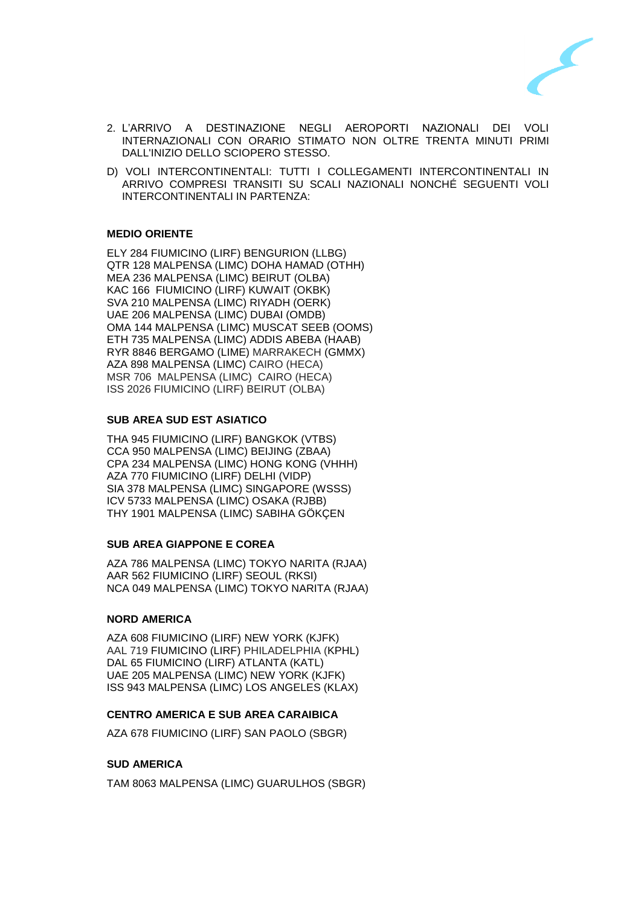2. L'ARRIVO A DESTINAZIONE NEGLI AEROPORTI NAZIONALI DEI VOLI INTERNAZIONALI CON ORARIO STIMATO NON OLTRE TRENTA MINUTI PRIMI DALL'INIZIO DELLO SCIOPERO STESSO.

D) VOLI INTERCONTINENTALI: TUTTI I COLLEGAMENTI INTERCONTINENTALI IN ARRIVO COMPRESI TRANSITI SU SCALI NAZIONALI NONCHÉ SEGUENTI VOLI INTERCONTINENTALI IN PARTENZA:

**MEDIO ORIENTE**

ELY 284 FIUMICINO (LIRF) BENGURION (LLBG)
QTR 128 MALPENSA (LIMC) DOHA HAMAD (OTHH)
MEA 236 MALPENSA (LIMC) BEIRUT (OLBA)
KAC 166 FIUMICINO (LIRF) KUWAIT (OKBK)
SVA 210 MALPENSA (LIMC) RIYADH (OERK)
UAE 206 MALPENSA (LIMC) DUBAI (OMDB)
OMA 144 MALPENSA (LIMC) MUSCAT SEEB (OOMS)
ETH 735 MALPENSA (LIMC) ADDIS ABEBA (HAAB)
RYR 8846 BERGAMO (LIME) MARRAKECH (GMMX)
AZA 898 MALPENSA (LIMC) CAIRO (HECA)
MSR 706 MALPENSA (LIMC) CAIRO (HECA)
ISS 2026 FIUMICINO (LIRF) BEIRUT (OLBA)

**SUB AREA SUD EST ASIATICO**

THA 945 FIUMICINO (LIRF) BANGKOK (VTBS)
CCA 950 MALPENSA (LIMC) BEIJING (ZBAA)
CPA 234 MALPENSA (LIMC) HONG KONG (VHHH)
AZA 770 FIUMICINO (LIRF) DELHI (VIDP)
SIA 378 MALPENSA (LIMC) SINGAPORE (WSSS)
ICV 5733 MALPENSA (LIMC) OSAKA (RJBB)
THY 1901 MALPENSA (LIMC) SABIHA GÖKÇEN

**SUB AREA GIAPPONE E COREA**

AZA 786 MALPENSA (LIMC) TOKYO NARITA (RJAA)
AAR 562 FIUMICINO (LIRF) SEOUL (RKSI)
NCA 049 MALPENSA (LIMC) TOKYO NARITA (RJAA)

**NORD AMERICA**

AZA 608 FIUMICINO (LIRF) NEW YORK (KJFK)
AAL 719 FIUMICINO (LIRF) PHILADELPHIA (KPHL)
DAL 65 FIUMICINO (LIRF) ATLANTA (KATL)
UAE 205 MALPENSA (LIMC) NEW YORK (KJFK)
ISS 943 MALPENSA (LIMC) LOS ANGELES (KLAX)

**CENTRO AMERICA E SUB AREA CARAIBICA**

AZA 678 FIUMICINO (LIRF) SAN PAOLO (SBGR)

**SUD AMERICA**

TAM 8063 MALPENSA (LIMC) GUARULHOS (SBGR)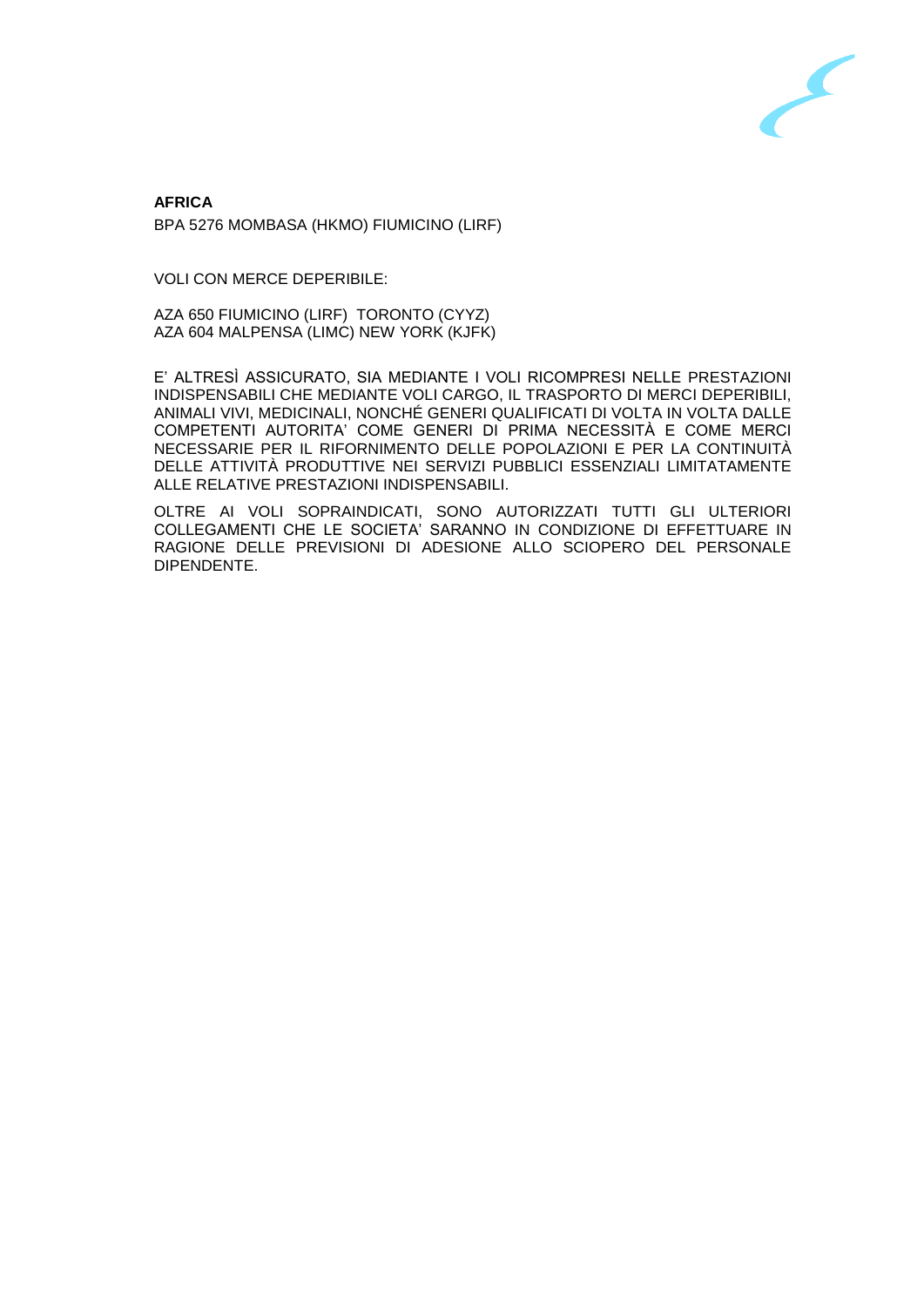**AFRICA**

BPA 5276 MOMBASA (HKMO) FIUMICINO (LIRF)

VOLI CON MERCE DEPERIBILE:

AZA 650 FIUMICINO (LIRF) TORONTO (CYYZ)
AZA 604 MALPENSA (LIMC) NEW YORK (KJFK)

E' ALTRESÌ ASSICURATO, SIA MEDIANTE I VOLI RICOMPRESI NELLE PRESTAZIONI INDISPENSABILI CHE MEDIANTE VOLI CARGO, IL TRASPORTO DI MERCI DEPERIBILI, ANIMALI VIVI, MEDICINALI, NONCHÉ GENERI QUALIFICATI DI VOLTA IN VOLTA DALLE COMPETENTI AUTORITA' COME GENERI DI PRIMA NECESSITÀ E COME MERCI NECESSARIE PER IL RIFORNIMENTO DELLE POPOLAZIONI E PER LA CONTINUITÀ DELLE ATTIVITÀ PRODUTTIVE NEI SERVIZI PUBBLICI ESSENZIALI LIMITATAMENTE ALLE RELATIVE PRESTAZIONI INDISPENSABILI.

OLTRE AI VOLI SOPRAINDICATI, SONO AUTORIZZATI TUTTI GLI ULTERIORI COLLEGAMENTI CHE LE SOCIETA' SARANNO IN CONDIZIONE DI EFFETTUARE IN RAGIONE DELLE PREVISIONI DI ADESIONE ALLO SCIOPERO DEL PERSONALE DIPENDENTE.